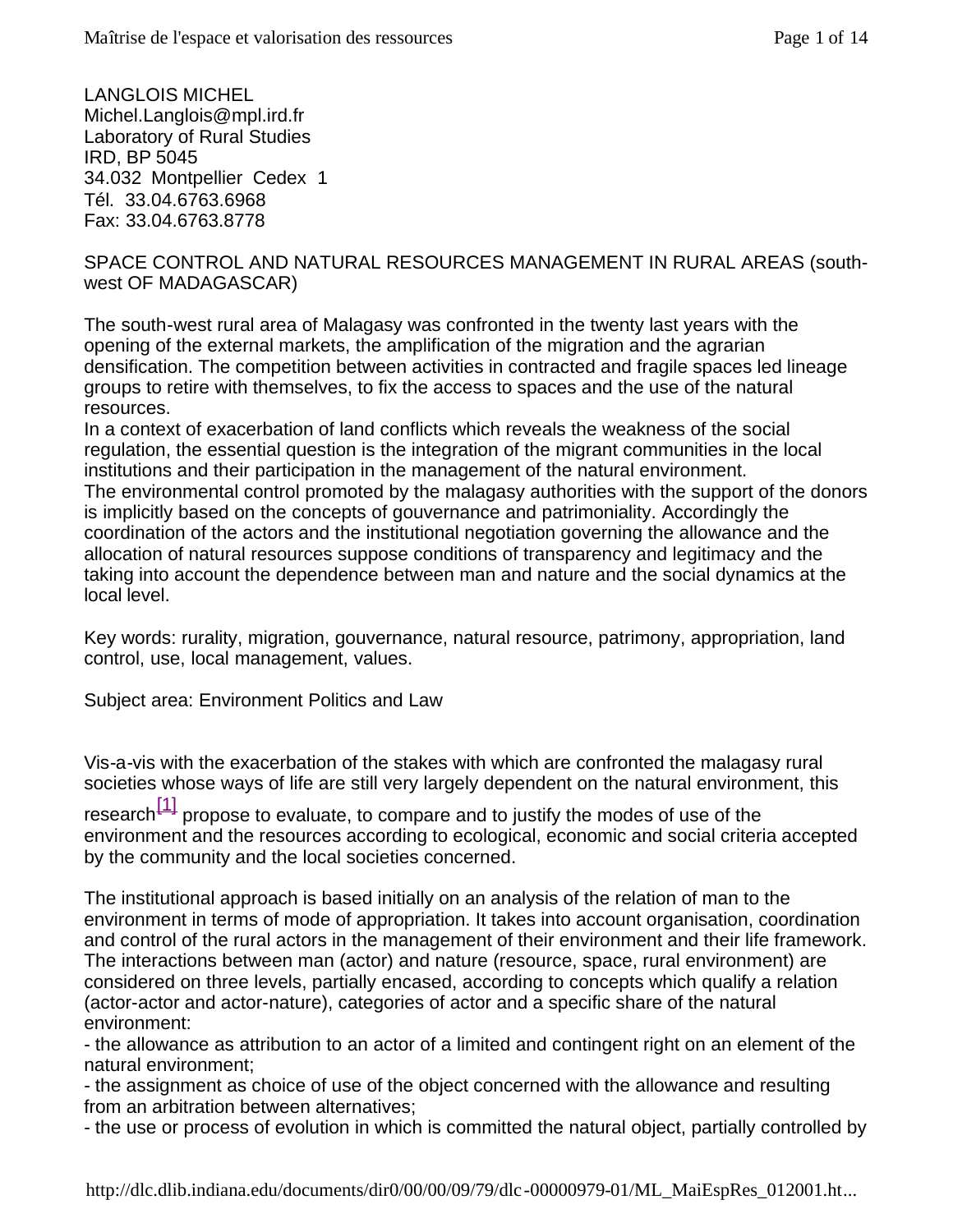LANGLOIS MICHEL
Michel.Langlois@mpl.ird.fr
Laboratory of Rural Studies
IRD, BP 5045
34.032 Montpellier Cedex 1
Tél. 33.04.6763.6968
Fax: 33.04.6763.8778

SPACE CONTROL AND NATURAL RESOURCES MANAGEMENT IN RURAL AREAS (south-west OF MADAGASCAR)

The south-west rural area of Malagasy was confronted in the twenty last years with the opening of the external markets, the amplification of the migration and the agrarian densification. The competition between activities in contracted and fragile spaces led lineage groups to retire with themselves, to fix the access to spaces and the use of the natural resources.
In a context of exacerbation of land conflicts which reveals the weakness of the social regulation, the essential question is the integration of the migrant communities in the local institutions and their participation in the management of the natural environment.
The environmental control promoted by the malagasy authorities with the support of the donors is implicitly based on the concepts of gouvernance and patrimoniality. Accordingly the coordination of the actors and the institutional negotiation governing the allowance and the allocation of natural resources suppose conditions of transparency and legitimacy and the taking into account the dependence between man and nature and the social dynamics at the local level.

Key words: rurality, migration, gouvernance, natural resource, patrimony, appropriation, land control, use, local management, values.

Subject area: Environment Politics and Law

Vis-a-vis with the exacerbation of the stakes with which are confronted the malagasy rural societies whose ways of life are still very largely dependent on the natural environment, this research[1] propose to evaluate, to compare and to justify the modes of use of the environment and the resources according to ecological, economic and social criteria accepted by the community and the local societies concerned.

The institutional approach is based initially on an analysis of the relation of man to the environment in terms of mode of appropriation. It takes into account organisation, coordination and control of the rural actors in the management of their environment and their life framework. The interactions between man (actor) and nature (resource, space, rural environment) are considered on three levels, partially encased, according to concepts which qualify a relation (actor-actor and actor-nature), categories of actor and a specific share of the natural environment:

- the allowance as attribution to an actor of a limited and contingent right on an element of the natural environment;
- the assignment as choice of use of the object concerned with the allowance and resulting from an arbitration between alternatives;
- the use or process of evolution in which is committed the natural object, partially controlled by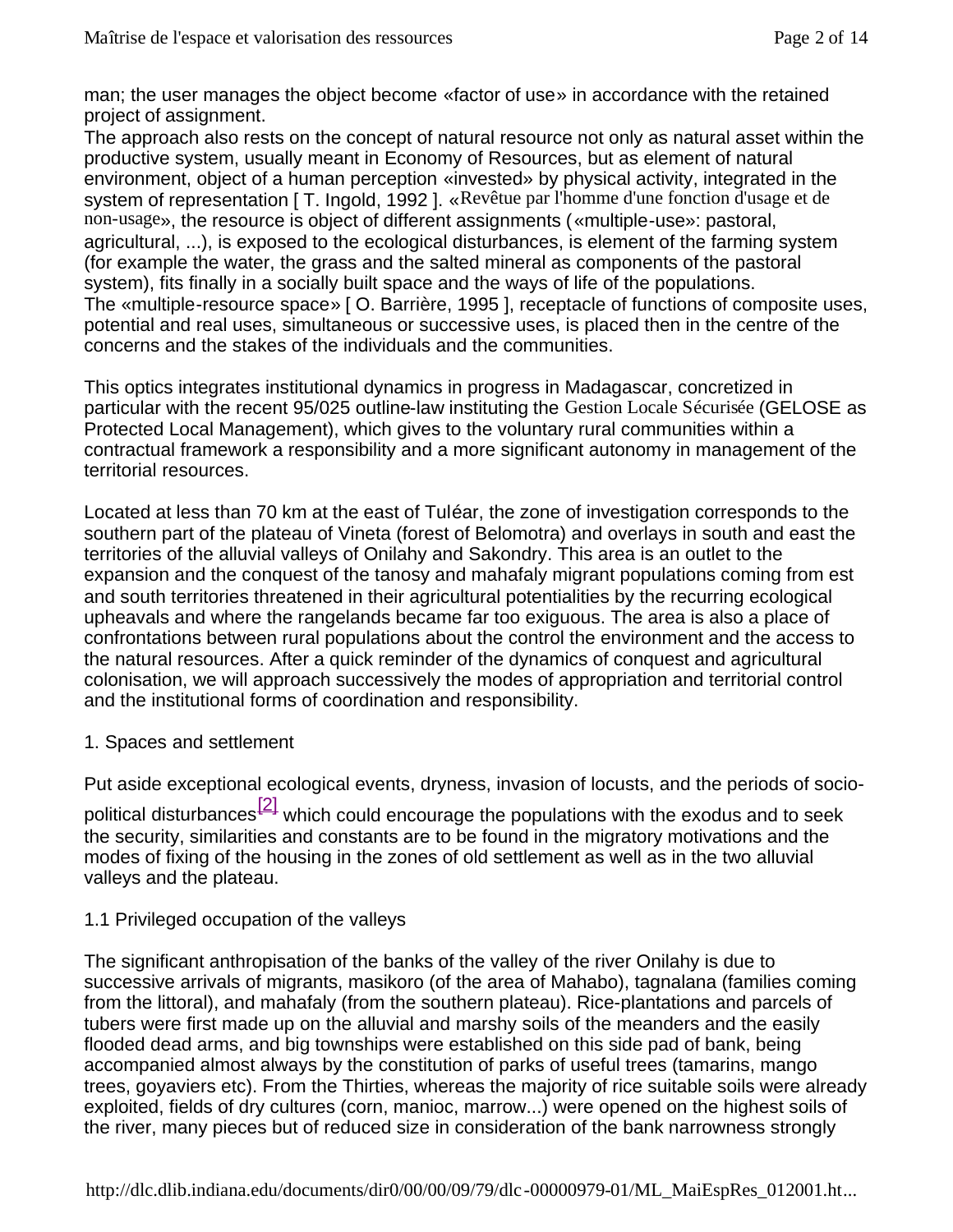man; the user manages the object become «factor of use» in accordance with the retained project of assignment.
The approach also rests on the concept of natural resource not only as natural asset within the productive system, usually meant in Economy of Resources, but as element of natural environment, object of a human perception «invested» by physical activity, integrated in the system of representation [ T. Ingold, 1992 ]. «Revêtue par l'homme d'une fonction d'usage et de non-usage», the resource is object of different assignments («multiple-use»: pastoral, agricultural, ...), is exposed to the ecological disturbances, is element of the farming system (for example the water, the grass and the salted mineral as components of the pastoral system), fits finally in a socially built space and the ways of life of the populations.
The «multiple-resource space» [ O. Barrière, 1995 ], receptacle of functions of composite uses, potential and real uses, simultaneous or successive uses, is placed then in the centre of the concerns and the stakes of the individuals and the communities.

This optics integrates institutional dynamics in progress in Madagascar, concretized in particular with the recent 95/025 outline-law instituting the Gestion Locale Sécurisée (GELOSE as Protected Local Management), which gives to the voluntary rural communities within a contractual framework a responsibility and a more significant autonomy in management of the territorial resources.

Located at less than 70 km at the east of Tuléar, the zone of investigation corresponds to the southern part of the plateau of Vineta (forest of Belomotra) and overlays in south and east the territories of the alluvial valleys of Onilahy and Sakondry. This area is an outlet to the expansion and the conquest of the tanosy and mahafaly migrant populations coming from est and south territories threatened in their agricultural potentialities by the recurring ecological upheavals and where the rangelands became far too exiguous. The area is also a place of confrontations between rural populations about the control the environment and the access to the natural resources. After a quick reminder of the dynamics of conquest and agricultural colonisation, we will approach successively the modes of appropriation and territorial control and the institutional forms of coordination and responsibility.

## 1. Spaces and settlement

Put aside exceptional ecological events, dryness, invasion of locusts, and the periods of socio-political disturbances[2] which could encourage the populations with the exodus and to seek the security, similarities and constants are to be found in the migratory motivations and the modes of fixing of the housing in the zones of old settlement as well as in the two alluvial valleys and the plateau.

### 1.1 Privileged occupation of the valleys

The significant anthropisation of the banks of the valley of the river Onilahy is due to successive arrivals of migrants, masikoro (of the area of Mahabo), tagnalana (families coming from the littoral), and mahafaly (from the southern plateau). Rice-plantations and parcels of tubers were first made up on the alluvial and marshy soils of the meanders and the easily flooded dead arms, and big townships were established on this side pad of bank, being accompanied almost always by the constitution of parks of useful trees (tamarins, mango trees, goyaviers etc). From the Thirties, whereas the majority of rice suitable soils were already exploited, fields of dry cultures (corn, manioc, marrow...) were opened on the highest soils of the river, many pieces but of reduced size in consideration of the bank narrowness strongly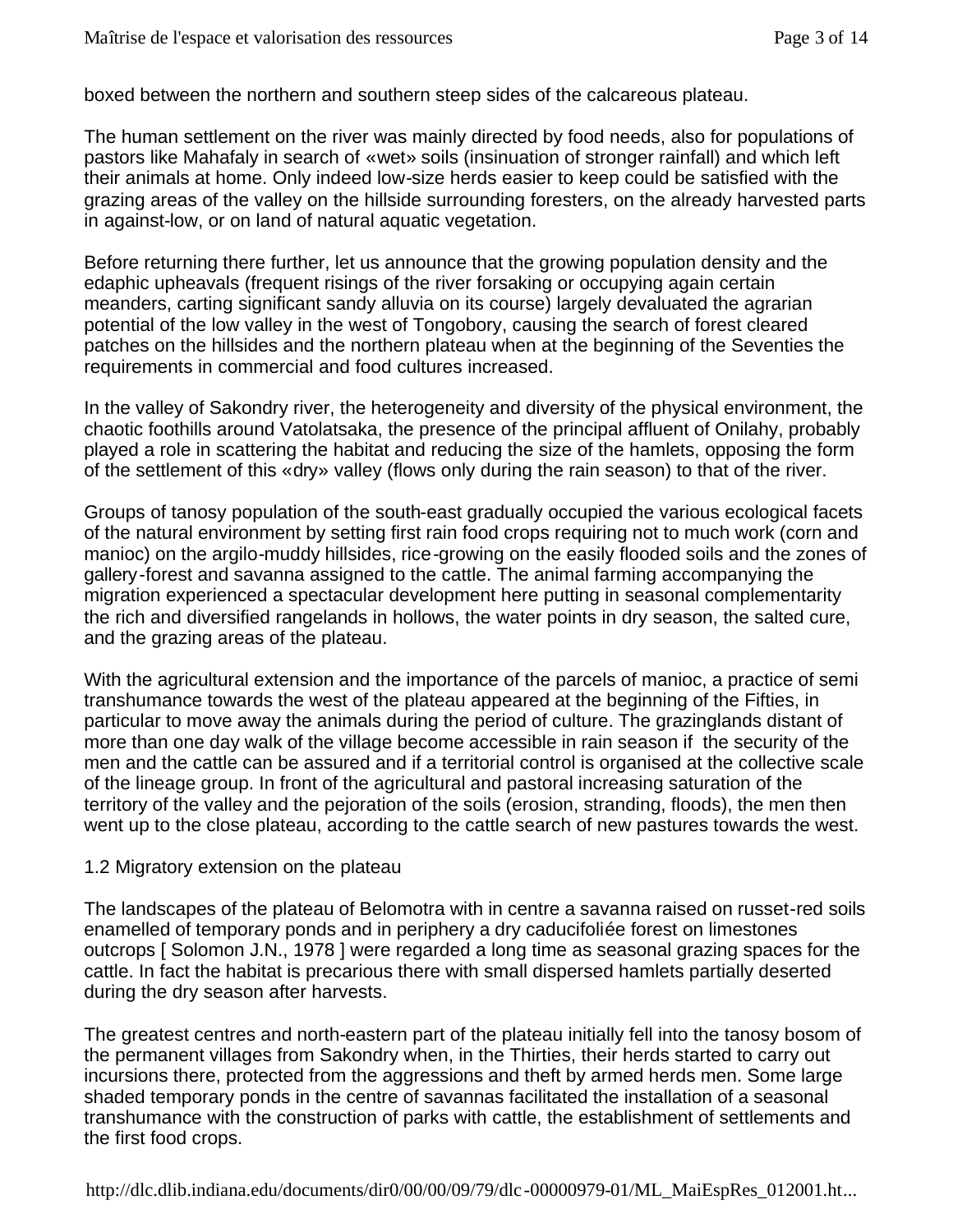boxed between the northern and southern steep sides of the calcareous plateau.

The human settlement on the river was mainly directed by food needs, also for populations of pastors like Mahafaly in search of «wet» soils (insinuation of stronger rainfall) and which left their animals at home. Only indeed low-size herds easier to keep could be satisfied with the grazing areas of the valley on the hillside surrounding foresters, on the already harvested parts in against-low, or on land of natural aquatic vegetation.

Before returning there further, let us announce that the growing population density and the edaphic upheavals (frequent risings of the river forsaking or occupying again certain meanders, carting significant sandy alluvia on its course) largely devaluated the agrarian potential of the low valley in the west of Tongobory, causing the search of forest cleared patches on the hillsides and the northern plateau when at the beginning of the Seventies the requirements in commercial and food cultures increased.

In the valley of Sakondry river, the heterogeneity and diversity of the physical environment, the chaotic foothills around Vatolatsaka, the presence of the principal affluent of Onilahy, probably played a role in scattering the habitat and reducing the size of the hamlets, opposing the form of the settlement of this «dry» valley (flows only during the rain season) to that of the river.

Groups of tanosy population of the south-east gradually occupied the various ecological facets of the natural environment by setting first rain food crops requiring not to much work (corn and manioc) on the argilo-muddy hillsides, rice-growing on the easily flooded soils and the zones of gallery-forest and savanna assigned to the cattle. The animal farming accompanying the migration experienced a spectacular development here putting in seasonal complementarity the rich and diversified rangelands in hollows, the water points in dry season, the salted cure, and the grazing areas of the plateau.

With the agricultural extension and the importance of the parcels of manioc, a practice of semi transhumance towards the west of the plateau appeared at the beginning of the Fifties, in particular to move away the animals during the period of culture. The grazinglands distant of more than one day walk of the village become accessible in rain season if the security of the men and the cattle can be assured and if a territorial control is organised at the collective scale of the lineage group. In front of the agricultural and pastoral increasing saturation of the territory of the valley and the pejoration of the soils (erosion, stranding, floods), the men then went up to the close plateau, according to the cattle search of new pastures towards the west.

## 1.2 Migratory extension on the plateau

The landscapes of the plateau of Belomotra with in centre a savanna raised on russet-red soils enamelled of temporary ponds and in periphery a dry caducifoliée forest on limestones outcrops [ Solomon J.N., 1978 ] were regarded a long time as seasonal grazing spaces for the cattle. In fact the habitat is precarious there with small dispersed hamlets partially deserted during the dry season after harvests.

The greatest centres and north-eastern part of the plateau initially fell into the tanosy bosom of the permanent villages from Sakondry when, in the Thirties, their herds started to carry out incursions there, protected from the aggressions and theft by armed herds men. Some large shaded temporary ponds in the centre of savannas facilitated the installation of a seasonal transhumance with the construction of parks with cattle, the establishment of settlements and the first food crops.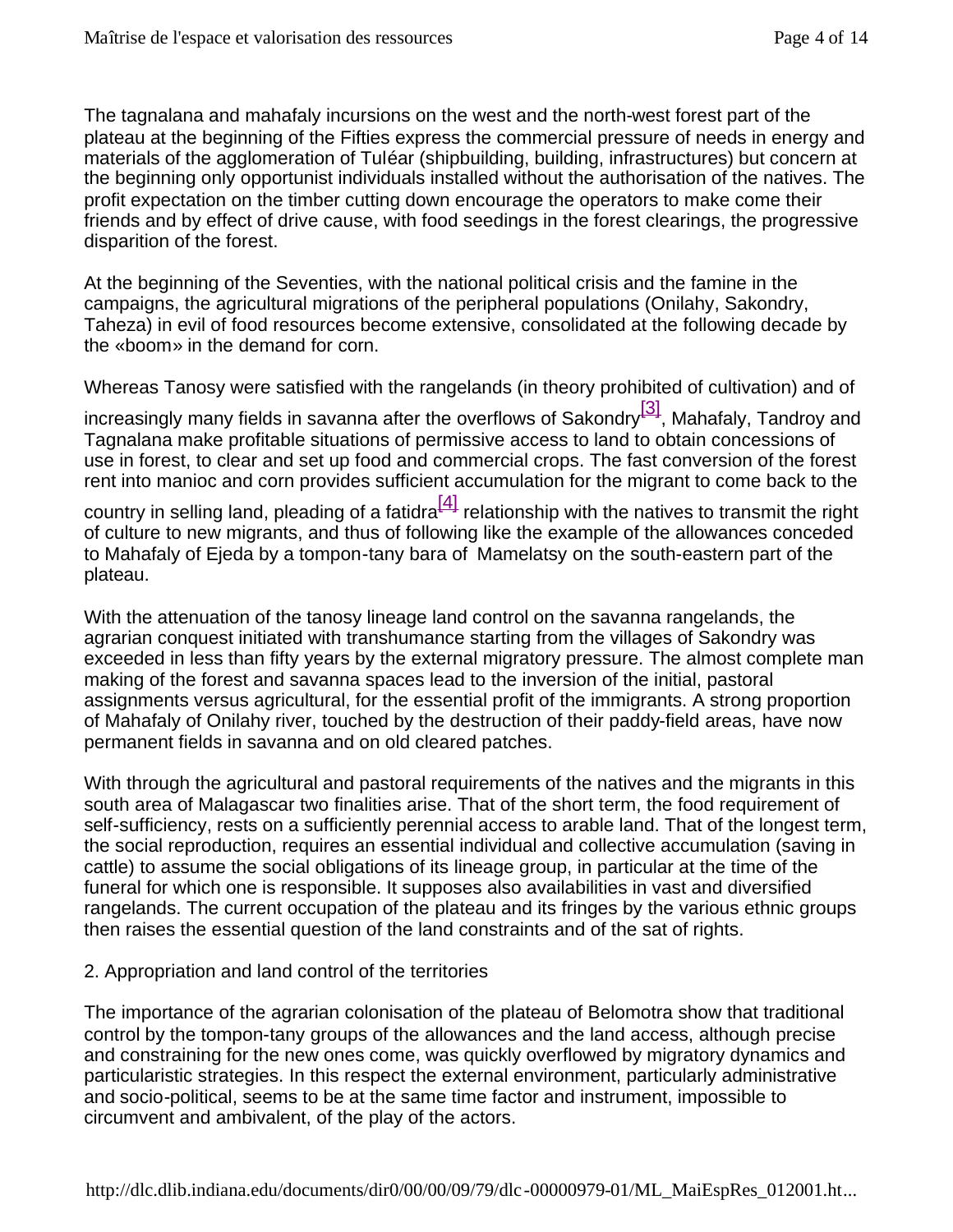The tagnalana and mahafaly incursions on the west and the north-west forest part of the plateau at the beginning of the Fifties express the commercial pressure of needs in energy and materials of the agglomeration of Tuléar (shipbuilding, building, infrastructures) but concern at the beginning only opportunist individuals installed without the authorisation of the natives. The profit expectation on the timber cutting down encourage the operators to make come their friends and by effect of drive cause, with food seedings in the forest clearings, the progressive disparition of the forest.

At the beginning of the Seventies, with the national political crisis and the famine in the campaigns, the agricultural migrations of the peripheral populations (Onilahy, Sakondry, Taheza) in evil of food resources become extensive, consolidated at the following decade by the «boom» in the demand for corn.

Whereas Tanosy were satisfied with the rangelands (in theory prohibited of cultivation) and of increasingly many fields in savanna after the overflows of Sakondry[3], Mahafaly, Tandroy and Tagnalana make profitable situations of permissive access to land to obtain concessions of use in forest, to clear and set up food and commercial crops. The fast conversion of the forest rent into manioc and corn provides sufficient accumulation for the migrant to come back to the country in selling land, pleading of a fatidra[4] relationship with the natives to transmit the right of culture to new migrants, and thus of following like the example of the allowances conceded to Mahafaly of Ejeda by a tompon-tany bara of Mamelatsy on the south-eastern part of the plateau.

With the attenuation of the tanosy lineage land control on the savanna rangelands, the agrarian conquest initiated with transhumance starting from the villages of Sakondry was exceeded in less than fifty years by the external migratory pressure. The almost complete man making of the forest and savanna spaces lead to the inversion of the initial, pastoral assignments versus agricultural, for the essential profit of the immigrants. A strong proportion of Mahafaly of Onilahy river, touched by the destruction of their paddy-field areas, have now permanent fields in savanna and on old cleared patches.

With through the agricultural and pastoral requirements of the natives and the migrants in this south area of Malagascar two finalities arise. That of the short term, the food requirement of self-sufficiency, rests on a sufficiently perennial access to arable land. That of the longest term, the social reproduction, requires an essential individual and collective accumulation (saving in cattle) to assume the social obligations of its lineage group, in particular at the time of the funeral for which one is responsible. It supposes also availabilities in vast and diversified rangelands. The current occupation of the plateau and its fringes by the various ethnic groups then raises the essential question of the land constraints and of the sat of rights.

## 2. Appropriation and land control of the territories

The importance of the agrarian colonisation of the plateau of Belomotra show that traditional control by the tompon-tany groups of the allowances and the land access, although precise and constraining for the new ones come, was quickly overflowed by migratory dynamics and particularistic strategies. In this respect the external environment, particularly administrative and socio-political, seems to be at the same time factor and instrument, impossible to circumvent and ambivalent, of the play of the actors.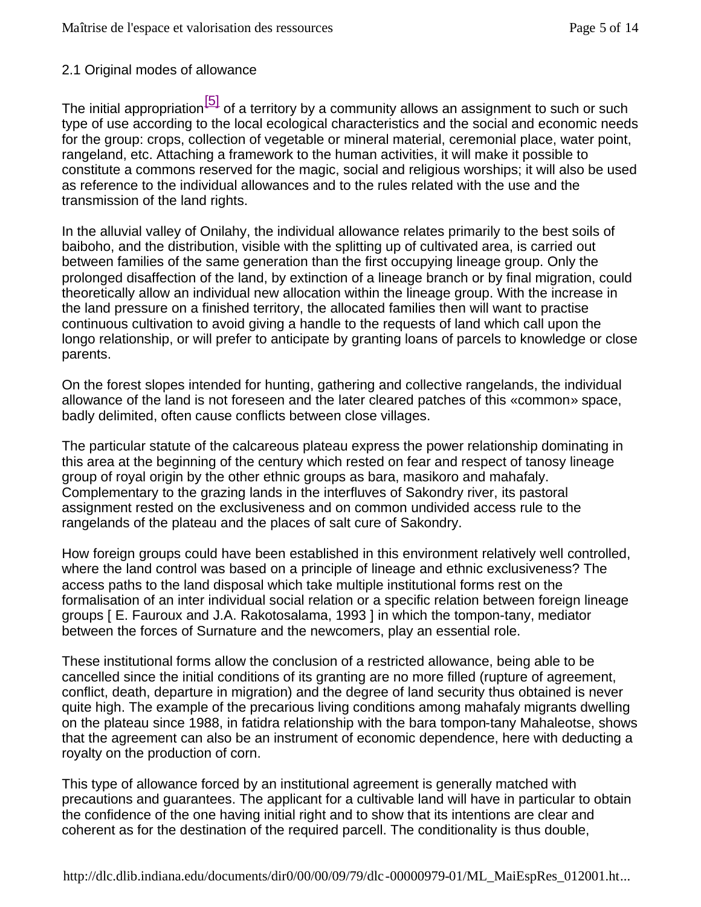## 2.1 Original modes of allowance

The initial appropriation[5] of a territory by a community allows an assignment to such or such type of use according to the local ecological characteristics and the social and economic needs for the group: crops, collection of vegetable or mineral material, ceremonial place, water point, rangeland, etc. Attaching a framework to the human activities, it will make it possible to constitute a commons reserved for the magic, social and religious worships; it will also be used as reference to the individual allowances and to the rules related with the use and the transmission of the land rights.

In the alluvial valley of Onilahy, the individual allowance relates primarily to the best soils of baiboho, and the distribution, visible with the splitting up of cultivated area, is carried out between families of the same generation than the first occupying lineage group. Only the prolonged disaffection of the land, by extinction of a lineage branch or by final migration, could theoretically allow an individual new allocation within the lineage group. With the increase in the land pressure on a finished territory, the allocated families then will want to practise continuous cultivation to avoid giving a handle to the requests of land which call upon the longo relationship, or will prefer to anticipate by granting loans of parcels to knowledge or close parents.

On the forest slopes intended for hunting, gathering and collective rangelands, the individual allowance of the land is not foreseen and the later cleared patches of this «common» space, badly delimited, often cause conflicts between close villages.

The particular statute of the calcareous plateau express the power relationship dominating in this area at the beginning of the century which rested on fear and respect of tanosy lineage group of royal origin by the other ethnic groups as bara, masikoro and mahafaly. Complementary to the grazing lands in the interfluves of Sakondry river, its pastoral assignment rested on the exclusiveness and on common undivided access rule to the rangelands of the plateau and the places of salt cure of Sakondry.

How foreign groups could have been established in this environment relatively well controlled, where the land control was based on a principle of lineage and ethnic exclusiveness? The access paths to the land disposal which take multiple institutional forms rest on the formalisation of an inter individual social relation or a specific relation between foreign lineage groups [ E. Fauroux and J.A. Rakotosalama, 1993 ] in which the tompon-tany, mediator between the forces of Surnature and the newcomers, play an essential role.

These institutional forms allow the conclusion of a restricted allowance, being able to be cancelled since the initial conditions of its granting are no more filled (rupture of agreement, conflict, death, departure in migration) and the degree of land security thus obtained is never quite high. The example of the precarious living conditions among mahafaly migrants dwelling on the plateau since 1988, in fatidra relationship with the bara tompon-tany Mahaleotse, shows that the agreement can also be an instrument of economic dependence, here with deducting a royalty on the production of corn.

This type of allowance forced by an institutional agreement is generally matched with precautions and guarantees. The applicant for a cultivable land will have in particular to obtain the confidence of the one having initial right and to show that its intentions are clear and coherent as for the destination of the required parcell. The conditionality is thus double,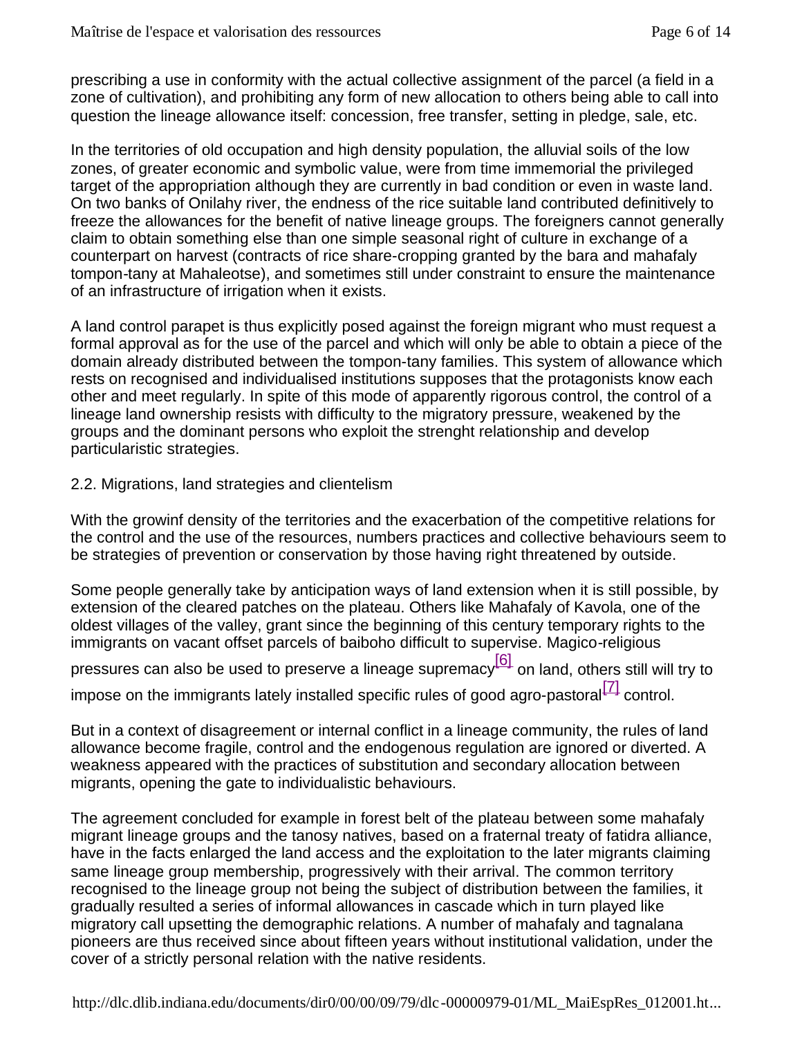prescribing a use in conformity with the actual collective assignment of the parcel (a field in a zone of cultivation), and prohibiting any form of new allocation to others being able to call into question the lineage allowance itself: concession, free transfer, setting in pledge, sale, etc.

In the territories of old occupation and high density population, the alluvial soils of the low zones, of greater economic and symbolic value, were from time immemorial the privileged target of the appropriation although they are currently in bad condition or even in waste land. On two banks of Onilahy river, the endness of the rice suitable land contributed definitively to freeze the allowances for the benefit of native lineage groups. The foreigners cannot generally claim to obtain something else than one simple seasonal right of culture in exchange of a counterpart on harvest (contracts of rice share-cropping granted by the bara and mahafaly tompon-tany at Mahaleotse), and sometimes still under constraint to ensure the maintenance of an infrastructure of irrigation when it exists.

A land control parapet is thus explicitly posed against the foreign migrant who must request a formal approval as for the use of the parcel and which will only be able to obtain a piece of the domain already distributed between the tompon-tany families. This system of allowance which rests on recognised and individualised institutions supposes that the protagonists know each other and meet regularly. In spite of this mode of apparently rigorous control, the control of a lineage land ownership resists with difficulty to the migratory pressure, weakened by the groups and the dominant persons who exploit the strenght relationship and develop particularistic strategies.

2.2. Migrations, land strategies and clientelism

With the growinf density of the territories and the exacerbation of the competitive relations for the control and the use of the resources, numbers practices and collective behaviours seem to be strategies of prevention or conservation by those having right threatened by outside.

Some people generally take by anticipation ways of land extension when it is still possible, by extension of the cleared patches on the plateau. Others like Mahafaly of Kavola, one of the oldest villages of the valley, grant since the beginning of this century temporary rights to the immigrants on vacant offset parcels of baiboho difficult to supervise. Magico-religious pressures can also be used to preserve a lineage supremacy[6] on land, others still will try to impose on the immigrants lately installed specific rules of good agro-pastoral[7] control.

But in a context of disagreement or internal conflict in a lineage community, the rules of land allowance become fragile, control and the endogenous regulation are ignored or diverted. A weakness appeared with the practices of substitution and secondary allocation between migrants, opening the gate to individualistic behaviours.

The agreement concluded for example in forest belt of the plateau between some mahafaly migrant lineage groups and the tanosy natives, based on a fraternal treaty of fatidra alliance, have in the facts enlarged the land access and the exploitation to the later migrants claiming same lineage group membership, progressively with their arrival. The common territory recognised to the lineage group not being the subject of distribution between the families, it gradually resulted a series of informal allowances in cascade which in turn played like migratory call upsetting the demographic relations. A number of mahafaly and tagnalana pioneers are thus received since about fifteen years without institutional validation, under the cover of a strictly personal relation with the native residents.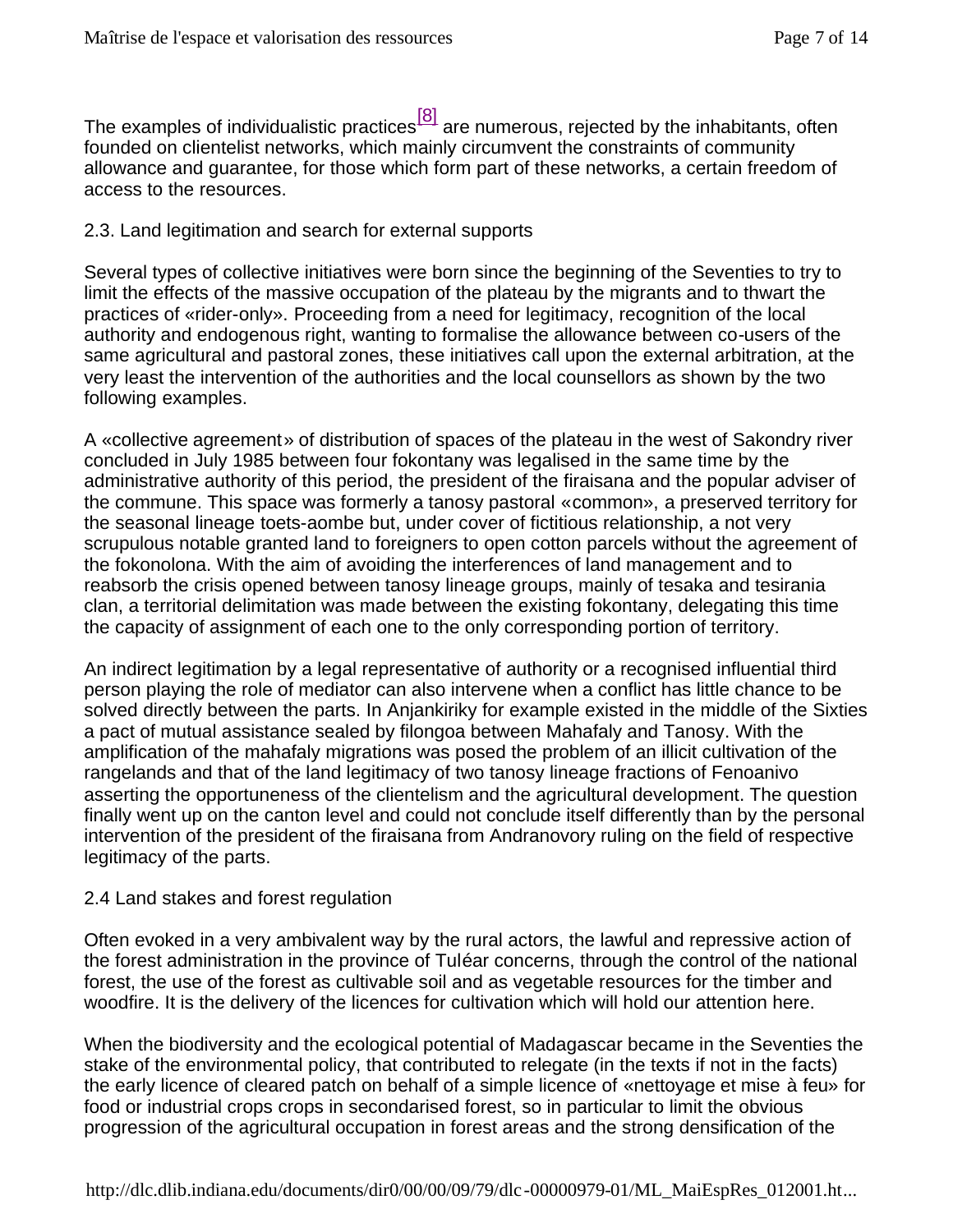The examples of individualistic practices[8] are numerous, rejected by the inhabitants, often founded on clientelist networks, which mainly circumvent the constraints of community allowance and guarantee, for those which form part of these networks, a certain freedom of access to the resources.

### 2.3. Land legitimation and search for external supports

Several types of collective initiatives were born since the beginning of the Seventies to try to limit the effects of the massive occupation of the plateau by the migrants and to thwart the practices of «rider-only». Proceeding from a need for legitimacy, recognition of the local authority and endogenous right, wanting to formalise the allowance between co-users of the same agricultural and pastoral zones, these initiatives call upon the external arbitration, at the very least the intervention of the authorities and the local counsellors as shown by the two following examples.

A «collective agreement» of distribution of spaces of the plateau in the west of Sakondry river concluded in July 1985 between four fokontany was legalised in the same time by the administrative authority of this period, the president of the firaisana and the popular adviser of the commune. This space was formerly a tanosy pastoral «common», a preserved territory for the seasonal lineage toets-aombe but, under cover of fictitious relationship, a not very scrupulous notable granted land to foreigners to open cotton parcels without the agreement of the fokonolona. With the aim of avoiding the interferences of land management and to reabsorb the crisis opened between tanosy lineage groups, mainly of tesaka and tesirania clan, a territorial delimitation was made between the existing fokontany, delegating this time the capacity of assignment of each one to the only corresponding portion of territory.

An indirect legitimation by a legal representative of authority or a recognised influential third person playing the role of mediator can also intervene when a conflict has little chance to be solved directly between the parts. In Anjankiriky for example existed in the middle of the Sixties a pact of mutual assistance sealed by filongoa between Mahafaly and Tanosy. With the amplification of the mahafaly migrations was posed the problem of an illicit cultivation of the rangelands and that of the land legitimacy of two tanosy lineage fractions of Fenoanivo asserting the opportuneness of the clientelism and the agricultural development. The question finally went up on the canton level and could not conclude itself differently than by the personal intervention of the president of the firaisana from Andranovory ruling on the field of respective legitimacy of the parts.

### 2.4 Land stakes and forest regulation

Often evoked in a very ambivalent way by the rural actors, the lawful and repressive action of the forest administration in the province of Tuléar concerns, through the control of the national forest, the use of the forest as cultivable soil and as vegetable resources for the timber and woodfire. It is the delivery of the licences for cultivation which will hold our attention here.

When the biodiversity and the ecological potential of Madagascar became in the Seventies the stake of the environmental policy, that contributed to relegate (in the texts if not in the facts) the early licence of cleared patch on behalf of a simple licence of «nettoyage et mise à feu» for food or industrial crops crops in secondarised forest, so in particular to limit the obvious progression of the agricultural occupation in forest areas and the strong densification of the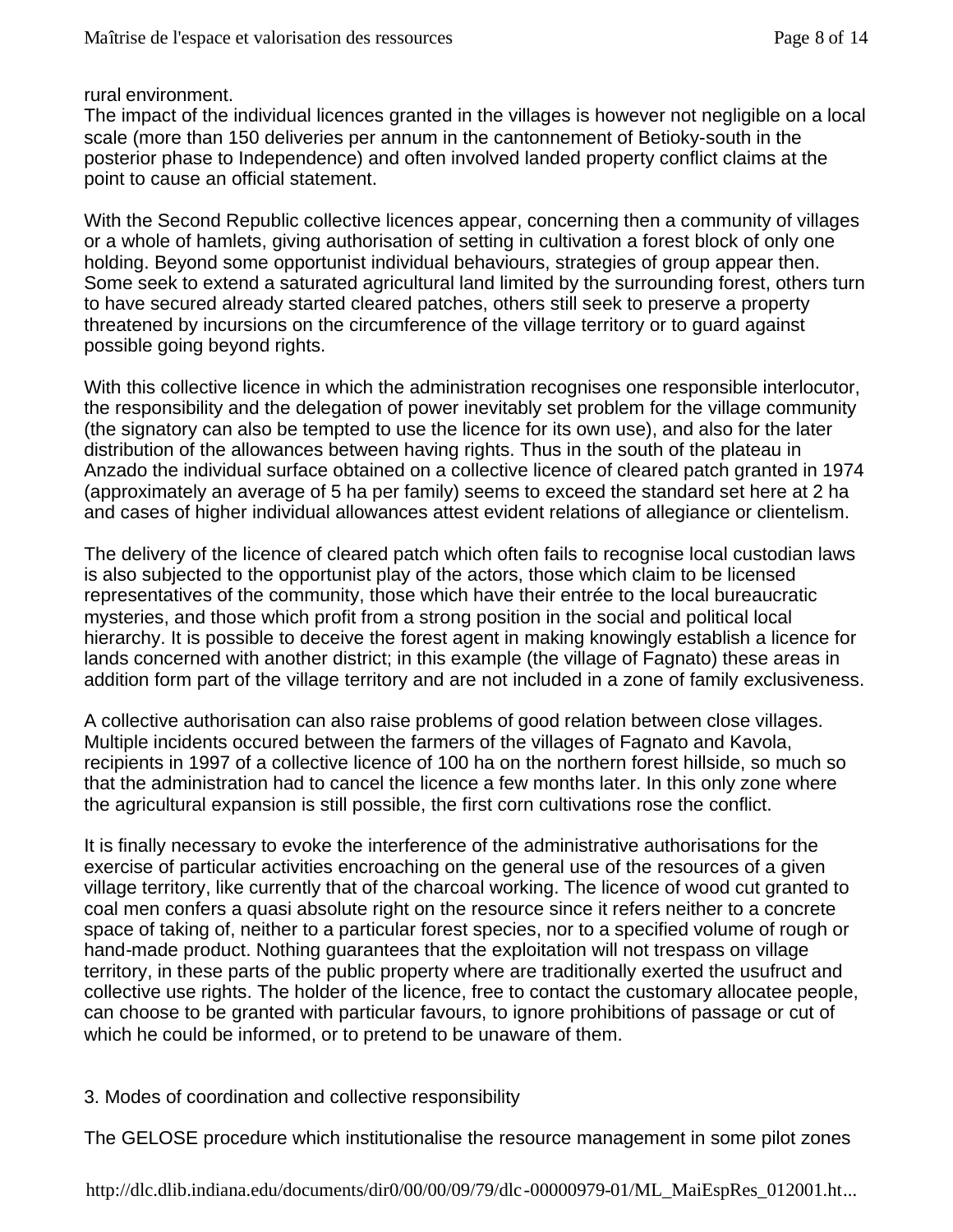rural environment.
The impact of the individual licences granted in the villages is however not negligible on a local scale (more than 150 deliveries per annum in the cantonnement of Betioky-south in the posterior phase to Independence) and often involved landed property conflict claims at the point to cause an official statement.

With the Second Republic collective licences appear, concerning then a community of villages or a whole of hamlets, giving authorisation of setting in cultivation a forest block of only one holding. Beyond some opportunist individual behaviours, strategies of group appear then. Some seek to extend a saturated agricultural land limited by the surrounding forest, others turn to have secured already started cleared patches, others still seek to preserve a property threatened by incursions on the circumference of the village territory or to guard against possible going beyond rights.

With this collective licence in which the administration recognises one responsible interlocutor, the responsibility and the delegation of power inevitably set problem for the village community (the signatory can also be tempted to use the licence for its own use), and also for the later distribution of the allowances between having rights. Thus in the south of the plateau in Anzado the individual surface obtained on a collective licence of cleared patch granted in 1974 (approximately an average of 5 ha per family) seems to exceed the standard set here at 2 ha and cases of higher individual allowances attest evident relations of allegiance or clientelism.

The delivery of the licence of cleared patch which often fails to recognise local custodian laws is also subjected to the opportunist play of the actors, those which claim to be licensed representatives of the community, those which have their entrée to the local bureaucratic mysteries, and those which profit from a strong position in the social and political local hierarchy. It is possible to deceive the forest agent in making knowingly establish a licence for lands concerned with another district; in this example (the village of Fagnato) these areas in addition form part of the village territory and are not included in a zone of family exclusiveness.

A collective authorisation can also raise problems of good relation between close villages. Multiple incidents occured between the farmers of the villages of Fagnato and Kavola, recipients in 1997 of a collective licence of 100 ha on the northern forest hillside, so much so that the administration had to cancel the licence a few months later. In this only zone where the agricultural expansion is still possible, the first corn cultivations rose the conflict.

It is finally necessary to evoke the interference of the administrative authorisations for the exercise of particular activities encroaching on the general use of the resources of a given village territory, like currently that of the charcoal working. The licence of wood cut granted to coal men confers a quasi absolute right on the resource since it refers neither to a concrete space of taking of, neither to a particular forest species, nor to a specified volume of rough or hand-made product. Nothing guarantees that the exploitation will not trespass on village territory, in these parts of the public property where are traditionally exerted the usufruct and collective use rights. The holder of the licence, free to contact the customary allocatee people, can choose to be granted with particular favours, to ignore prohibitions of passage or cut of which he could be informed, or to pretend to be unaware of them.

## 3. Modes of coordination and collective responsibility

The GELOSE procedure which institutionalise the resource management in some pilot zones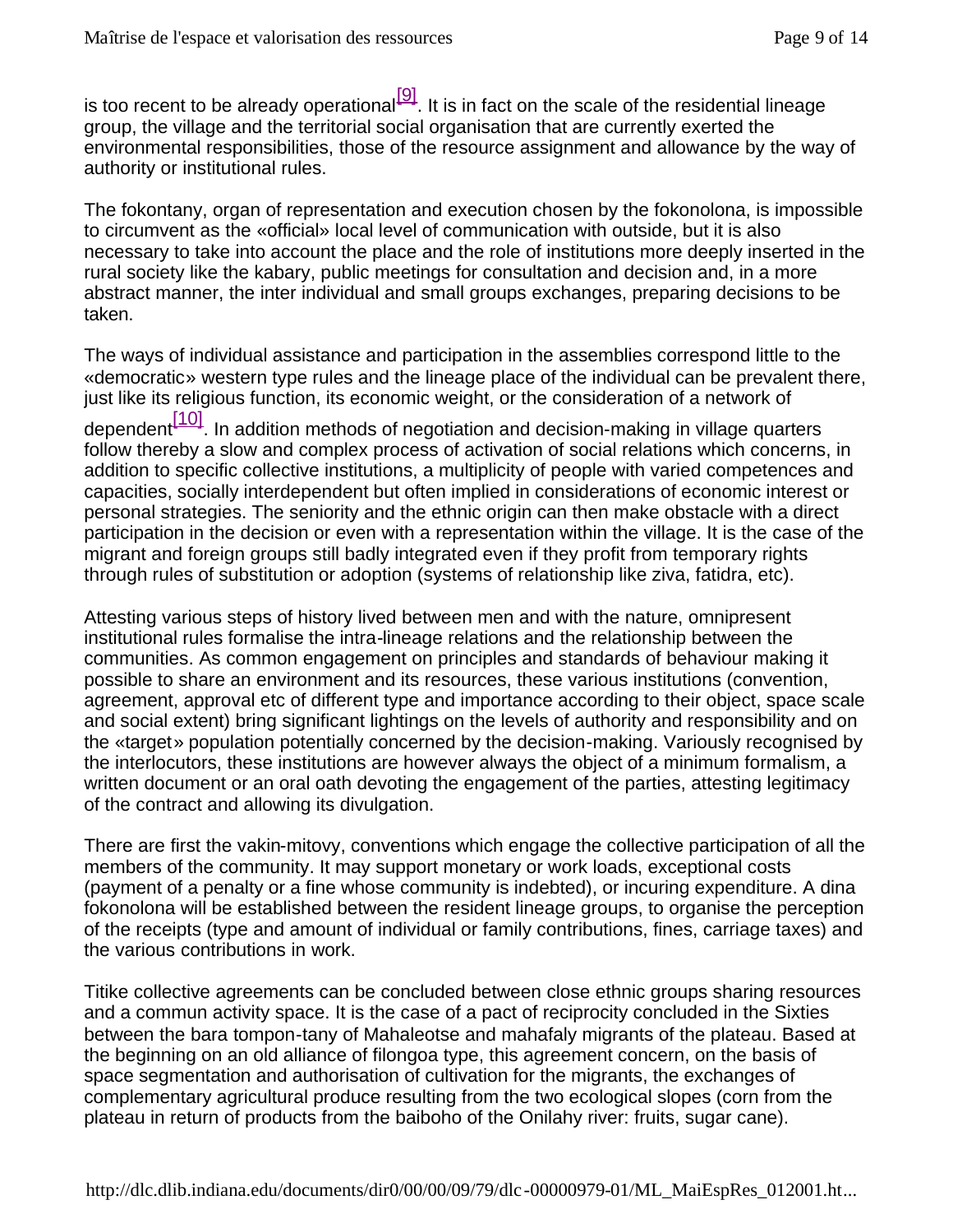is too recent to be already operational[9]. It is in fact on the scale of the residential lineage group, the village and the territorial social organisation that are currently exerted the environmental responsibilities, those of the resource assignment and allowance by the way of authority or institutional rules.

The fokontany, organ of representation and execution chosen by the fokonolona, is impossible to circumvent as the «official» local level of communication with outside, but it is also necessary to take into account the place and the role of institutions more deeply inserted in the rural society like the kabary, public meetings for consultation and decision and, in a more abstract manner, the inter individual and small groups exchanges, preparing decisions to be taken.

The ways of individual assistance and participation in the assemblies correspond little to the «democratic» western type rules and the lineage place of the individual can be prevalent there, just like its religious function, its economic weight, or the consideration of a network of dependent[10]. In addition methods of negotiation and decision-making in village quarters follow thereby a slow and complex process of activation of social relations which concerns, in addition to specific collective institutions, a multiplicity of people with varied competences and capacities, socially interdependent but often implied in considerations of economic interest or personal strategies. The seniority and the ethnic origin can then make obstacle with a direct participation in the decision or even with a representation within the village. It is the case of the migrant and foreign groups still badly integrated even if they profit from temporary rights through rules of substitution or adoption (systems of relationship like ziva, fatidra, etc).

Attesting various steps of history lived between men and with the nature, omnipresent institutional rules formalise the intra-lineage relations and the relationship between the communities. As common engagement on principles and standards of behaviour making it possible to share an environment and its resources, these various institutions (convention, agreement, approval etc of different type and importance according to their object, space scale and social extent) bring significant lightings on the levels of authority and responsibility and on the «target» population potentially concerned by the decision-making. Variously recognised by the interlocutors, these institutions are however always the object of a minimum formalism, a written document or an oral oath devoting the engagement of the parties, attesting legitimacy of the contract and allowing its divulgation.

There are first the vakin-mitovy, conventions which engage the collective participation of all the members of the community. It may support monetary or work loads, exceptional costs (payment of a penalty or a fine whose community is indebted), or incuring expenditure. A dina fokonolona will be established between the resident lineage groups, to organise the perception of the receipts (type and amount of individual or family contributions, fines, carriage taxes) and the various contributions in work.

Titike collective agreements can be concluded between close ethnic groups sharing resources and a commun activity space. It is the case of a pact of reciprocity concluded in the Sixties between the bara tompon-tany of Mahaleotse and mahafaly migrants of the plateau. Based at the beginning on an old alliance of filongoa type, this agreement concern, on the basis of space segmentation and authorisation of cultivation for the migrants, the exchanges of complementary agricultural produce resulting from the two ecological slopes (corn from the plateau in return of products from the baiboho of the Onilahy river: fruits, sugar cane).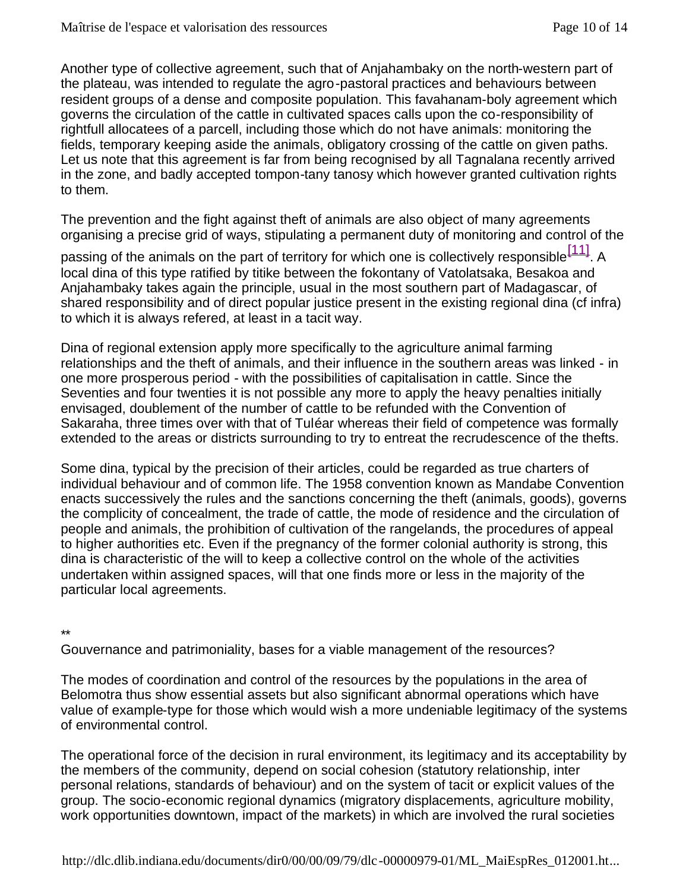Another type of collective agreement, such that of Anjahambaky on the north-western part of the plateau, was intended to regulate the agro-pastoral practices and behaviours between resident groups of a dense and composite population. This favahanam-boly agreement which governs the circulation of the cattle in cultivated spaces calls upon the co-responsibility of rightfull allocatees of a parcell, including those which do not have animals: monitoring the fields, temporary keeping aside the animals, obligatory crossing of the cattle on given paths. Let us note that this agreement is far from being recognised by all Tagnalana recently arrived in the zone, and badly accepted tompon-tany tanosy which however granted cultivation rights to them.

The prevention and the fight against theft of animals are also object of many agreements organising a precise grid of ways, stipulating a permanent duty of monitoring and control of the passing of the animals on the part of territory for which one is collectively responsible[11]. A local dina of this type ratified by titike between the fokontany of Vatolatsaka, Besakoa and Anjahambaky takes again the principle, usual in the most southern part of Madagascar, of shared responsibility and of direct popular justice present in the existing regional dina (cf infra) to which it is always refered, at least in a tacit way.

Dina of regional extension apply more specifically to the agriculture animal farming relationships and the theft of animals, and their influence in the southern areas was linked - in one more prosperous period - with the possibilities of capitalisation in cattle. Since the Seventies and four twenties it is not possible any more to apply the heavy penalties initially envisaged, doublement of the number of cattle to be refunded with the Convention of Sakaraha, three times over with that of Tuléar whereas their field of competence was formally extended to the areas or districts surrounding to try to entreat the recrudescence of the thefts.

Some dina, typical by the precision of their articles, could be regarded as true charters of individual behaviour and of common life. The 1958 convention known as Mandabe Convention enacts successively the rules and the sanctions concerning the theft (animals, goods), governs the complicity of concealment, the trade of cattle, the mode of residence and the circulation of people and animals, the prohibition of cultivation of the rangelands, the procedures of appeal to higher authorities etc. Even if the pregnancy of the former colonial authority is strong, this dina is characteristic of the will to keep a collective control on the whole of the activities undertaken within assigned spaces, will that one finds more or less in the majority of the particular local agreements.

**

Gouvernance and patrimoniality, bases for a viable management of the resources?

The modes of coordination and control of the resources by the populations in the area of Belomotra thus show essential assets but also significant abnormal operations which have value of example-type for those which would wish a more undeniable legitimacy of the systems of environmental control.

The operational force of the decision in rural environment, its legitimacy and its acceptability by the members of the community, depend on social cohesion (statutory relationship, inter personal relations, standards of behaviour) and on the system of tacit or explicit values of the group. The socio-economic regional dynamics (migratory displacements, agriculture mobility, work opportunities downtown, impact of the markets) in which are involved the rural societies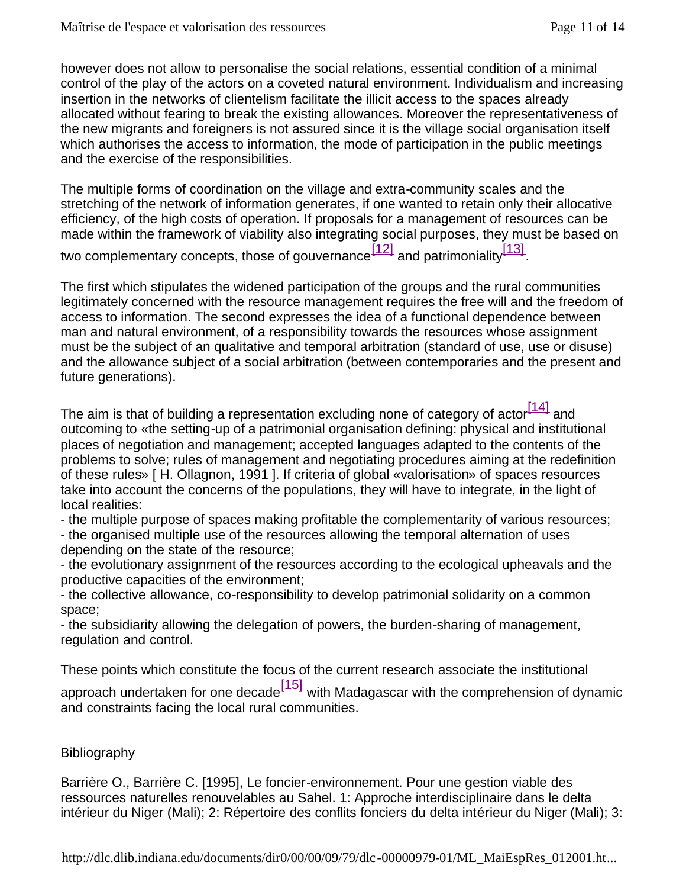however does not allow to personalise the social relations, essential condition of a minimal control of the play of the actors on a coveted natural environment. Individualism and increasing insertion in the networks of clientelism facilitate the illicit access to the spaces already allocated without fearing to break the existing allowances. Moreover the representativeness of the new migrants and foreigners is not assured since it is the village social organisation itself which authorises the access to information, the mode of participation in the public meetings and the exercise of the responsibilities.

The multiple forms of coordination on the village and extra-community scales and the stretching of the network of information generates, if one wanted to retain only their allocative efficiency, of the high costs of operation. If proposals for a management of resources can be made within the framework of viability also integrating social purposes, they must be based on two complementary concepts, those of gouvernance[12] and patrimoniality[13].

The first which stipulates the widened participation of the groups and the rural communities legitimately concerned with the resource management requires the free will and the freedom of access to information. The second expresses the idea of a functional dependence between man and natural environment, of a responsibility towards the resources whose assignment must be the subject of an qualitative and temporal arbitration (standard of use, use or disuse) and the allowance subject of a social arbitration (between contemporaries and the present and future generations).

The aim is that of building a representation excluding none of category of actor[14] and outcoming to «the setting-up of a patrimonial organisation defining: physical and institutional places of negotiation and management; accepted languages adapted to the contents of the problems to solve; rules of management and negotiating procedures aiming at the redefinition of these rules» [ H. Ollagnon, 1991 ]. If criteria of global «valorisation» of spaces resources take into account the concerns of the populations, they will have to integrate, in the light of local realities:

- the multiple purpose of spaces making profitable the complementarity of various resources;
- the organised multiple use of the resources allowing the temporal alternation of uses depending on the state of the resource;
- the evolutionary assignment of the resources according to the ecological upheavals and the productive capacities of the environment;
- the collective allowance, co-responsibility to develop patrimonial solidarity on a common space;
- the subsidiarity allowing the delegation of powers, the burden-sharing of management, regulation and control.

These points which constitute the focus of the current research associate the institutional approach undertaken for one decade[15] with Madagascar with the comprehension of dynamic and constraints facing the local rural communities.

## Bibliography

Barrière O., Barrière C. [1995], Le foncier-environnement. Pour une gestion viable des ressources naturelles renouvelables au Sahel. 1: Approche interdisciplinaire dans le delta intérieur du Niger (Mali); 2: Répertoire des conflits fonciers du delta intérieur du Niger (Mali); 3: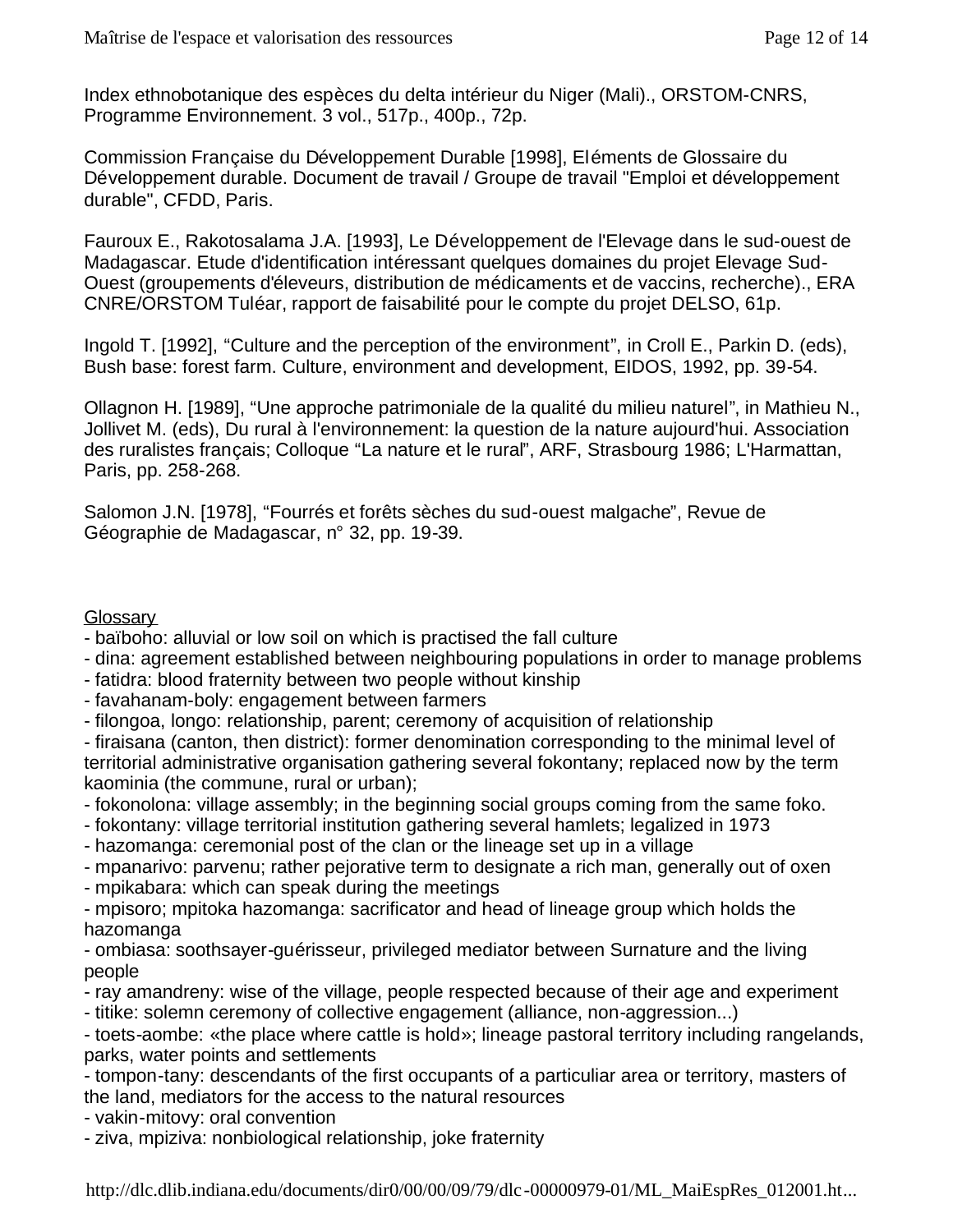Index ethnobotanique des espèces du delta intérieur du Niger (Mali)., ORSTOM-CNRS, Programme Environnement. 3 vol., 517p., 400p., 72p.

Commission Française du Développement Durable [1998], Eléments de Glossaire du Développement durable. Document de travail / Groupe de travail "Emploi et développement durable", CFDD, Paris.

Fauroux E., Rakotosalama J.A. [1993], Le Développement de l'Elevage dans le sud-ouest de Madagascar. Etude d'identification intéressant quelques domaines du projet Elevage Sud-Ouest (groupements d'éleveurs, distribution de médicaments et de vaccins, recherche)., ERA CNRE/ORSTOM Tuléar, rapport de faisabilité pour le compte du projet DELSO, 61p.

Ingold T. [1992], “Culture and the perception of the environment”, in Croll E., Parkin D. (eds), Bush base: forest farm. Culture, environment and development, EIDOS, 1992, pp. 39-54.

Ollagnon H. [1989], “Une approche patrimoniale de la qualité du milieu naturel”, in Mathieu N., Jollivet M. (eds), Du rural à l'environnement: la question de la nature aujourd'hui. Association des ruralistes français; Colloque “La nature et le rural”, ARF, Strasbourg 1986; L'Harmattan, Paris, pp. 258-268.

Salomon J.N. [1978], “Fourrés et forêts sèches du sud-ouest malgache”, Revue de Géographie de Madagascar, n° 32, pp. 19-39.

Glossary

- baïboho: alluvial or low soil on which is practised the fall culture
- dina: agreement established between neighbouring populations in order to manage problems
- fatidra: blood fraternity between two people without kinship
- favahanam-boly: engagement between farmers
- filongoa, longo: relationship, parent; ceremony of acquisition of relationship
- firaisana (canton, then district): former denomination corresponding to the minimal level of territorial administrative organisation gathering several fokontany; replaced now by the term kaominia (the commune, rural or urban);
- fokonolona: village assembly; in the beginning social groups coming from the same foko.
- fokontany: village territorial institution gathering several hamlets; legalized in 1973
- hazomanga: ceremonial post of the clan or the lineage set up in a village
- mpanarivo: parvenu; rather pejorative term to designate a rich man, generally out of oxen
- mpikabara: which can speak during the meetings
- mpisoro; mpitoka hazomanga: sacrificator and head of lineage group which holds the hazomanga
- ombiasa: soothsayer-guérisseur, privileged mediator between Surnature and the living people
- ray amandreny: wise of the village, people respected because of their age and experiment
- titike: solemn ceremony of collective engagement (alliance, non-aggression...)
- toets-aombe: «the place where cattle is hold»; lineage pastoral territory including rangelands, parks, water points and settlements
- tompon-tany: descendants of the first occupants of a particuliar area or territory, masters of the land, mediators for the access to the natural resources
- vakin-mitovy: oral convention
- ziva, mpiziva: nonbiological relationship, joke fraternity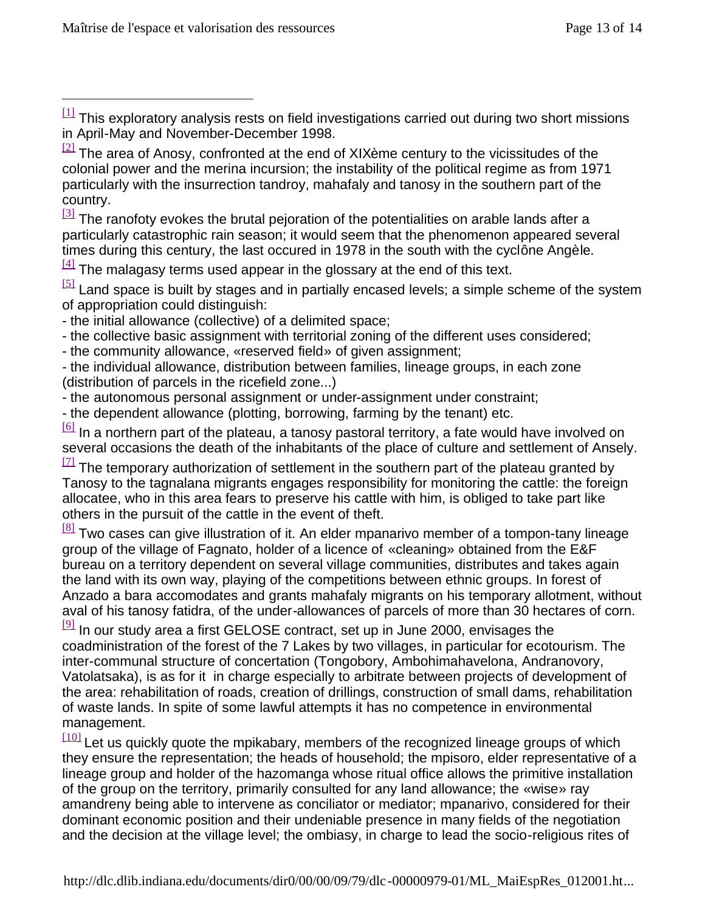---

[1] This exploratory analysis rests on field investigations carried out during two short missions in April-May and November-December 1998.

[2] The area of Anosy, confronted at the end of XIXème century to the vicissitudes of the colonial power and the merina incursion; the instability of the political regime as from 1971 particularly with the insurrection tandroy, mahafaly and tanosy in the southern part of the country.

[3] The ranofoty evokes the brutal pejoration of the potentialities on arable lands after a particularly catastrophic rain season; it would seem that the phenomenon appeared several times during this century, the last occured in 1978 in the south with the cyclône Angèle.

[4] The malagasy terms used appear in the glossary at the end of this text.

[5] Land space is built by stages and in partially encased levels; a simple scheme of the system of appropriation could distinguish:
- the initial allowance (collective) of a delimited space;
- the collective basic assignment with territorial zoning of the different uses considered;
- the community allowance, «reserved field» of given assignment;
- the individual allowance, distribution between families, lineage groups, in each zone (distribution of parcels in the ricefield zone...)
- the autonomous personal assignment or under-assignment under constraint;
- the dependent allowance (plotting, borrowing, farming by the tenant) etc.

[6] In a northern part of the plateau, a tanosy pastoral territory, a fate would have involved on several occasions the death of the inhabitants of the place of culture and settlement of Ansely.

[7] The temporary authorization of settlement in the southern part of the plateau granted by Tanosy to the tagnalana migrants engages responsibility for monitoring the cattle: the foreign allocatee, who in this area fears to preserve his cattle with him, is obliged to take part like others in the pursuit of the cattle in the event of theft.

[8] Two cases can give illustration of it. An elder mpanarivo member of a tompon-tany lineage group of the village of Fagnato, holder of a licence of «cleaning» obtained from the E&F bureau on a territory dependent on several village communities, distributes and takes again the land with its own way, playing of the competitions between ethnic groups. In forest of Anzado a bara accomodates and grants mahafaly migrants on his temporary allotment, without aval of his tanosy fatidra, of the under-allowances of parcels of more than 30 hectares of corn.

[9] In our study area a first GELOSE contract, set up in June 2000, envisages the coadministration of the forest of the 7 Lakes by two villages, in particular for ecotourism. The inter-communal structure of concertation (Tongobory, Ambohimahavelona, Andranovory, Vatolatsaka), is as for it in charge especially to arbitrate between projects of development of the area: rehabilitation of roads, creation of drillings, construction of small dams, rehabilitation of waste lands. In spite of some lawful attempts it has no competence in environmental management.

[10] Let us quickly quote the mpikabary, members of the recognized lineage groups of which they ensure the representation; the heads of household; the mpisoro, elder representative of a lineage group and holder of the hazomanga whose ritual office allows the primitive installation of the group on the territory, primarily consulted for any land allowance; the «wise» ray amandreny being able to intervene as conciliator or mediator; mpanarivo, considered for their dominant economic position and their undeniable presence in many fields of the negotiation and the decision at the village level; the ombiasy, in charge to lead the socio-religious rites of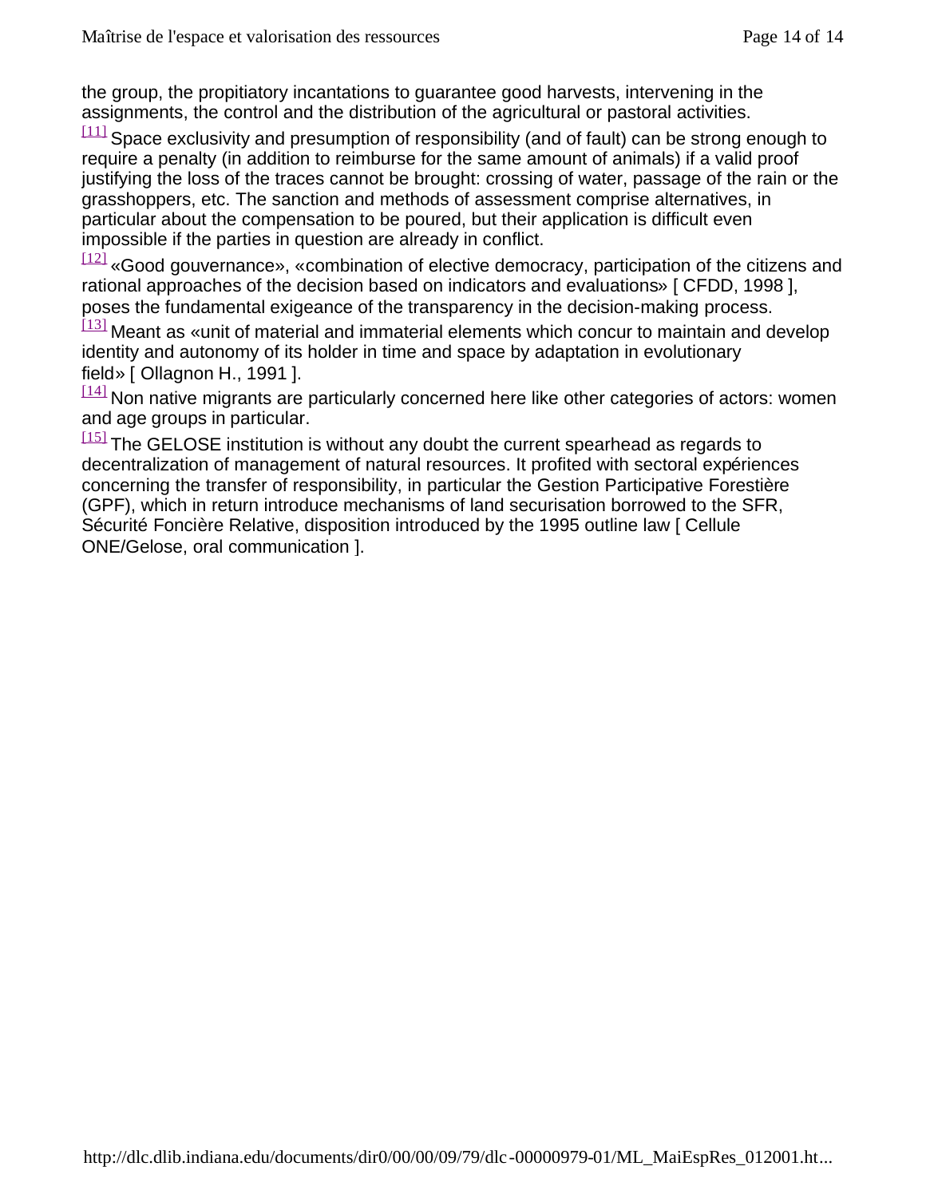the group, the propitiatory incantations to guarantee good harvests, intervening in the assignments, the control and the distribution of the agricultural or pastoral activities.

[11] Space exclusivity and presumption of responsibility (and of fault) can be strong enough to require a penalty (in addition to reimburse for the same amount of animals) if a valid proof justifying the loss of the traces cannot be brought: crossing of water, passage of the rain or the grasshoppers, etc. The sanction and methods of assessment comprise alternatives, in particular about the compensation to be poured, but their application is difficult even impossible if the parties in question are already in conflict.

[12] «Good gouvernance», «combination of elective democracy, participation of the citizens and rational approaches of the decision based on indicators and evaluations» [ CFDD, 1998 ], poses the fundamental exigeance of the transparency in the decision-making process.

[13] Meant as «unit of material and immaterial elements which concur to maintain and develop identity and autonomy of its holder in time and space by adaptation in evolutionary field» [ Ollagnon H., 1991 ].

[14] Non native migrants are particularly concerned here like other categories of actors: women and age groups in particular.

[15] The GELOSE institution is without any doubt the current spearhead as regards to decentralization of management of natural resources. It profited with sectoral expériences concerning the transfer of responsibility, in particular the Gestion Participative Forestière (GPF), which in return introduce mechanisms of land securisation borrowed to the SFR, Sécurité Foncière Relative, disposition introduced by the 1995 outline law [ Cellule ONE/Gelose, oral communication ].